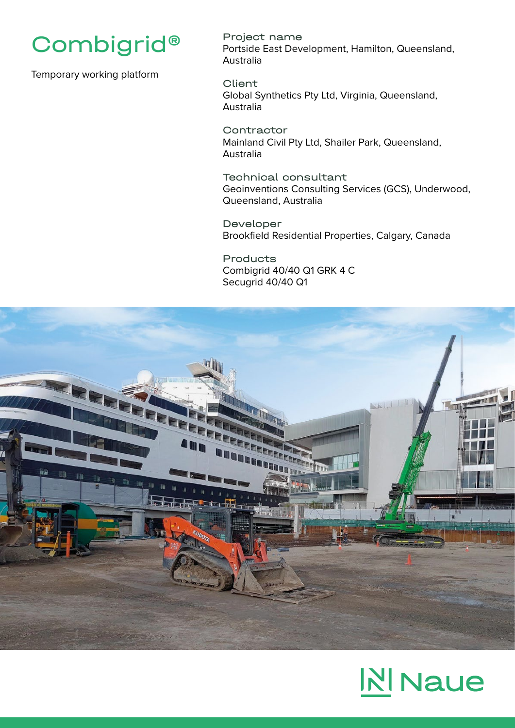# Combigrid®

Temporary working platform

**Project name**
Portside East Development, Hamilton, Queensland, Australia

**Client**
Global Synthetics Pty Ltd, Virginia, Queensland, Australia

**Contractor**
Mainland Civil Pty Ltd, Shailer Park, Queensland, Australia

**Technical consultant**
Geoinventions Consulting Services (GCS), Underwood, Queensland, Australia

**Developer**
Brookfield Residential Properties, Calgary, Canada

**Products**
Combigrid 40/40 Q1 GRK 4 C
Secugrid 40/40 Q1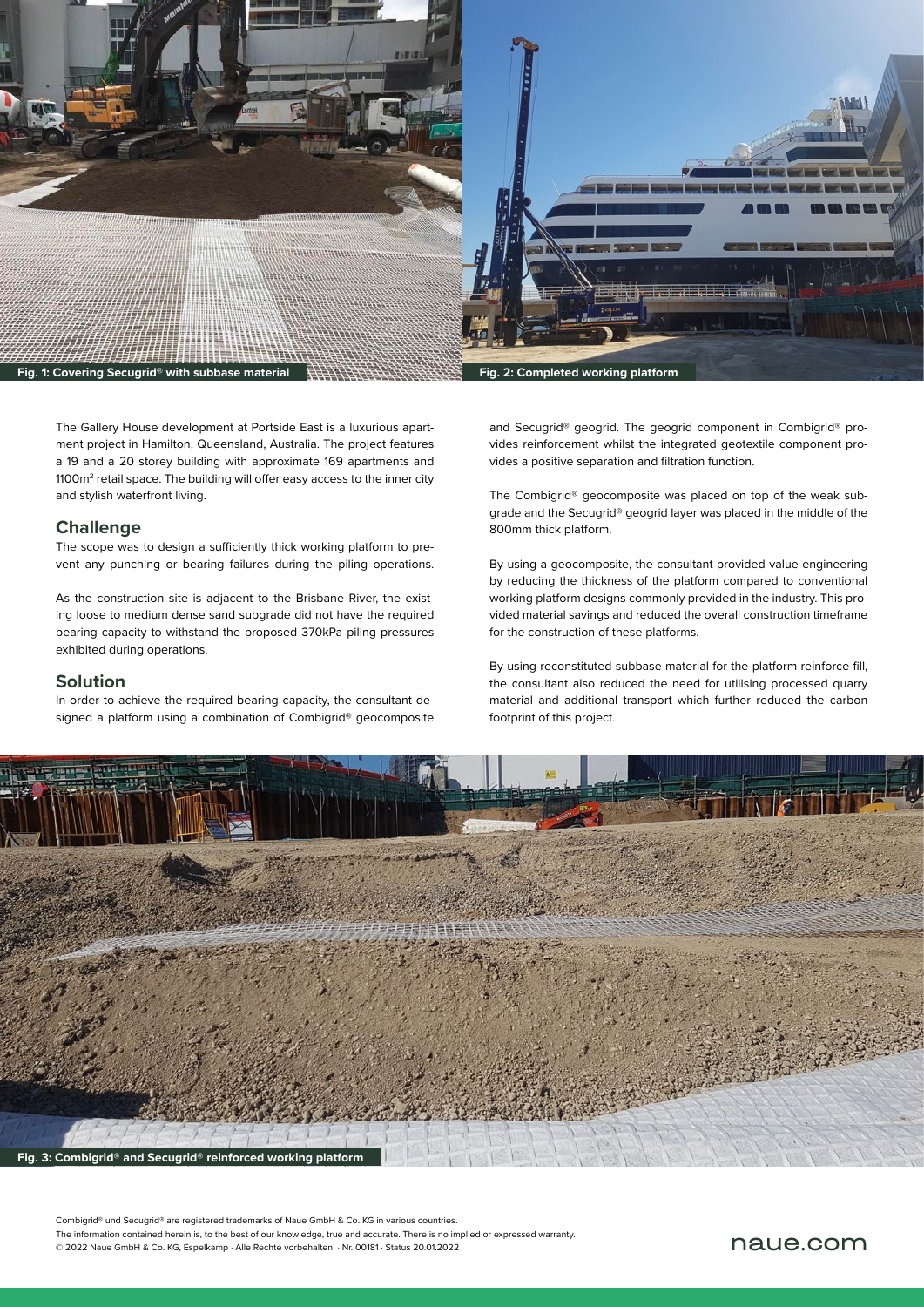Fig. 1: Covering Secugrid® with subbase material

Fig. 2: Completed working platform

The Gallery House development at Portside East is a luxurious apartment project in Hamilton, Queensland, Australia. The project features a 19 and a 20 storey building with approximate 169 apartments and 1100m² retail space. The building will offer easy access to the inner city and stylish waterfront living.

## Challenge

The scope was to design a sufficiently thick working platform to prevent any punching or bearing failures during the piling operations.

As the construction site is adjacent to the Brisbane River, the existing loose to medium dense sand subgrade did not have the required bearing capacity to withstand the proposed 370kPa piling pressures exhibited during operations.

## Solution

In order to achieve the required bearing capacity, the consultant designed a platform using a combination of Combigrid® geocomposite and Secugrid® geogrid. The geogrid component in Combigrid® provides reinforcement whilst the integrated geotextile component provides a positive separation and filtration function.

The Combigrid® geocomposite was placed on top of the weak subgrade and the Secugrid® geogrid layer was placed in the middle of the 800mm thick platform.

By using a geocomposite, the consultant provided value engineering by reducing the thickness of the platform compared to conventional working platform designs commonly provided in the industry. This provided material savings and reduced the overall construction timeframe for the construction of these platforms.

By using reconstituted subbase material for the platform reinforce fill, the consultant also reduced the need for utilising processed quarry material and additional transport which further reduced the carbon footprint of this project.

Fig. 3: Combigrid® and Secugrid® reinforced working platform

Combigrid® und Secugrid® are registered trademarks of Naue GmbH & Co. KG in various countries.
The information contained herein is, to the best of our knowledge, true and accurate. There is no implied or expressed warranty.
© 2022 Naue GmbH & Co. KG, Espelkamp · Alle Rechte vorbehalten. · Nr. 00181 · Status 20.01.2022

naue.com